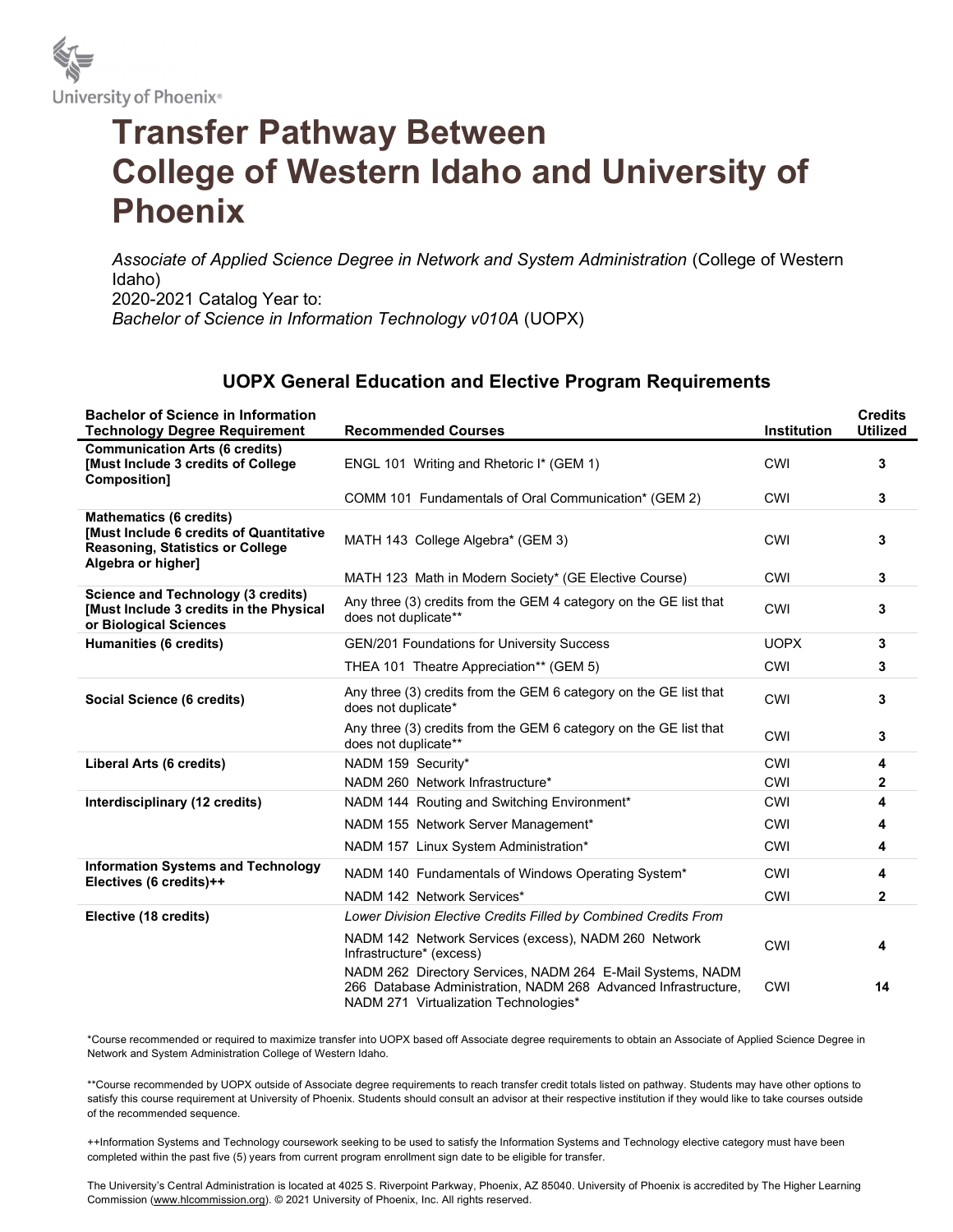University of Phoenix®

# Transfer Pathway Between College of Western Idaho and University of Phoenix

*Associate of Applied Science Degree in Network and System Administration* (College of Western Idaho)
2020-2021 Catalog Year to:
*Bachelor of Science in Information Technology v010A* (UOPX)

## UOPX General Education and Elective Program Requirements

| Bachelor of Science in Information Technology Degree Requirement | Recommended Courses | Institution | Credits Utilized |
|---|---|---|---|
| **Communication Arts (6 credits) [Must Include 3 credits of College Composition]** | ENGL 101 Writing and Rhetoric I* (GEM 1) | CWI | **3** |
| | COMM 101 Fundamentals of Oral Communication* (GEM 2) | CWI | **3** |
| **Mathematics (6 credits) [Must Include 6 credits of Quantitative Reasoning, Statistics or College Algebra or higher]** | MATH 143 College Algebra* (GEM 3) | CWI | **3** |
| | MATH 123 Math in Modern Society* (GE Elective Course) | CWI | **3** |
| **Science and Technology (3 credits) [Must Include 3 credits in the Physical or Biological Sciences** | Any three (3) credits from the GEM 4 category on the GE list that does not duplicate** | CWI | **3** |
| **Humanities (6 credits)** | GEN/201 Foundations for University Success | UOPX | **3** |
| | THEA 101 Theatre Appreciation** (GEM 5) | CWI | **3** |
| **Social Science (6 credits)** | Any three (3) credits from the GEM 6 category on the GE list that does not duplicate* | CWI | **3** |
| | Any three (3) credits from the GEM 6 category on the GE list that does not duplicate** | CWI | **3** |
| **Liberal Arts (6 credits)** | NADM 159 Security* | CWI | **4** |
| | NADM 260 Network Infrastructure* | CWI | **2** |
| **Interdisciplinary (12 credits)** | NADM 144 Routing and Switching Environment* | CWI | **4** |
| | NADM 155 Network Server Management* | CWI | **4** |
| | NADM 157 Linux System Administration* | CWI | **4** |
| **Information Systems and Technology Electives (6 credits)++** | NADM 140 Fundamentals of Windows Operating System* | CWI | **4** |
| | NADM 142 Network Services* | CWI | **2** |
| **Elective (18 credits)** | *Lower Division Elective Credits Filled by Combined Credits From* | | |
| | NADM 142 Network Services (excess), NADM 260 Network Infrastructure* (excess) | CWI | **4** |
| | NADM 262 Directory Services, NADM 264 E-Mail Systems, NADM 266 Database Administration, NADM 268 Advanced Infrastructure, NADM 271 Virtualization Technologies* | CWI | **14** |

*Course recommended or required to maximize transfer into UOPX based off Associate degree requirements to obtain an Associate of Applied Science Degree in Network and System Administration College of Western Idaho.

**Course recommended by UOPX outside of Associate degree requirements to reach transfer credit totals listed on pathway. Students may have other options to satisfy this course requirement at University of Phoenix. Students should consult an advisor at their respective institution if they would like to take courses outside of the recommended sequence.

++Information Systems and Technology coursework seeking to be used to satisfy the Information Systems and Technology elective category must have been completed within the past five (5) years from current program enrollment sign date to be eligible for transfer.

The University's Central Administration is located at 4025 S. Riverpoint Parkway, Phoenix, AZ 85040. University of Phoenix is accredited by The Higher Learning Commission (www.hlcommission.org). © 2021 University of Phoenix, Inc. All rights reserved.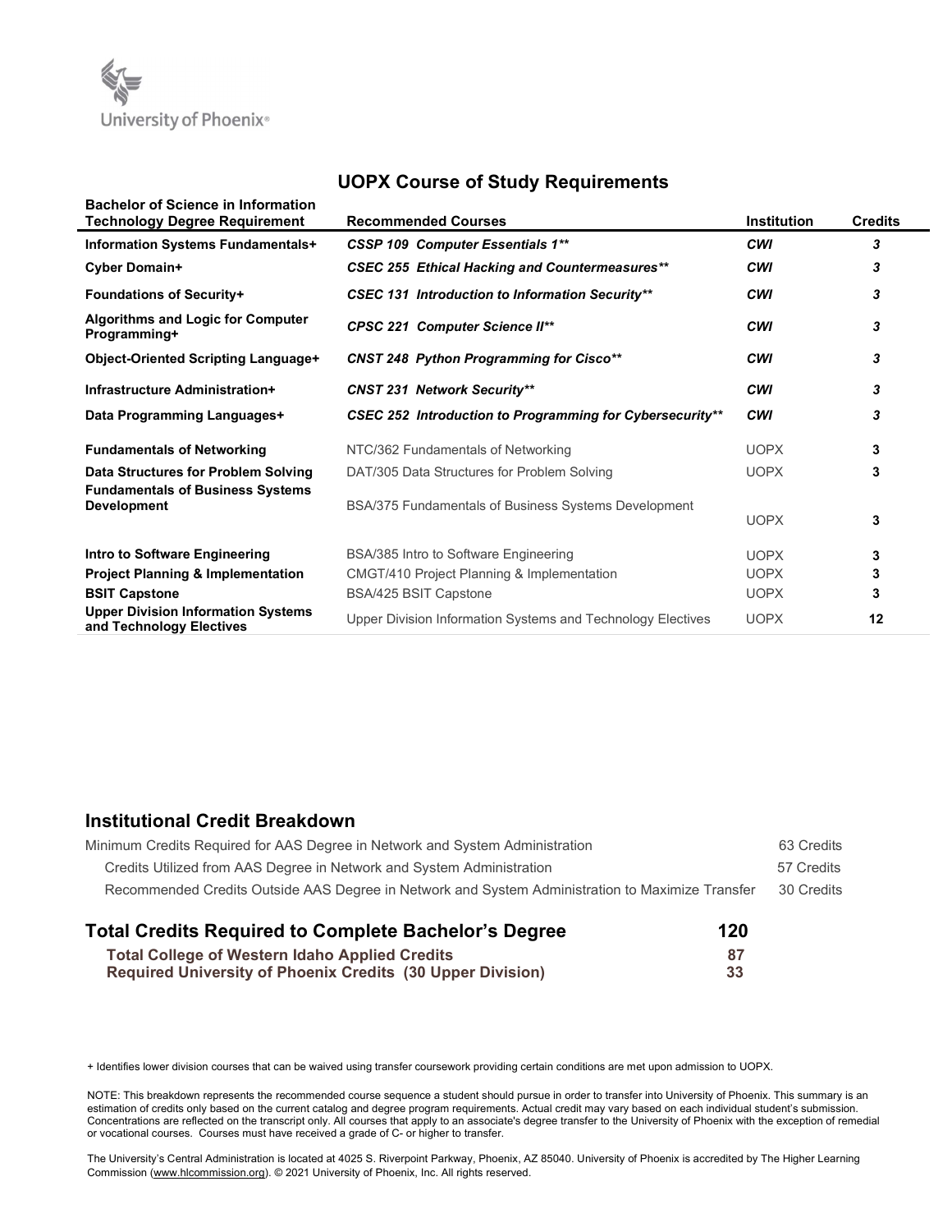University of Phoenix®

## UOPX Course of Study Requirements

| Bachelor of Science in Information Technology Degree Requirement | Recommended Courses | Institution | Credits |
|---|---|---|---|
| **Information Systems Fundamentals+** | ***CSSP 109 Computer Essentials 1**** | ***CWI*** | ***3*** |
| **Cyber Domain+** | ***CSEC 255 Ethical Hacking and Countermeasures**** | ***CWI*** | ***3*** |
| **Foundations of Security+** | ***CSEC 131 Introduction to Information Security**** | ***CWI*** | ***3*** |
| **Algorithms and Logic for Computer Programming+** | ***CPSC 221 Computer Science II**** | ***CWI*** | ***3*** |
| **Object-Oriented Scripting Language+** | ***CNST 248 Python Programming for Cisco**** | ***CWI*** | ***3*** |
| **Infrastructure Administration+** | ***CNST 231 Network Security**** | ***CWI*** | ***3*** |
| **Data Programming Languages+** | ***CSEC 252 Introduction to Programming for Cybersecurity**** | ***CWI*** | ***3*** |
| **Fundamentals of Networking** | NTC/362 Fundamentals of Networking | UOPX | **3** |
| **Data Structures for Problem Solving** | DAT/305 Data Structures for Problem Solving | UOPX | **3** |
| **Fundamentals of Business Systems Development** | BSA/375 Fundamentals of Business Systems Development | UOPX | **3** |
| **Intro to Software Engineering** | BSA/385 Intro to Software Engineering | UOPX | **3** |
| **Project Planning & Implementation** | CMGT/410 Project Planning & Implementation | UOPX | **3** |
| **BSIT Capstone** | BSA/425 BSIT Capstone | UOPX | **3** |
| **Upper Division Information Systems and Technology Electives** | Upper Division Information Systems and Technology Electives | UOPX | **12** |

## Institutional Credit Breakdown

| | |
|---|---|
| Minimum Credits Required for AAS Degree in Network and System Administration | 63 Credits |
| Credits Utilized from AAS Degree in Network and System Administration | 57 Credits |
| Recommended Credits Outside AAS Degree in Network and System Administration to Maximize Transfer | 30 Credits |

| | |
|---|---|
| **Total Credits Required to Complete Bachelor's Degree** | **120** |
| **Total College of Western Idaho Applied Credits** | **87** |
| **Required University of Phoenix Credits (30 Upper Division)** | **33** |

+ Identifies lower division courses that can be waived using transfer coursework providing certain conditions are met upon admission to UOPX.

NOTE: This breakdown represents the recommended course sequence a student should pursue in order to transfer into University of Phoenix. This summary is an estimation of credits only based on the current catalog and degree program requirements. Actual credit may vary based on each individual student's submission. Concentrations are reflected on the transcript only. All courses that apply to an associate's degree transfer to the University of Phoenix with the exception of remedial or vocational courses. Courses must have received a grade of C- or higher to transfer.

The University's Central Administration is located at 4025 S. Riverpoint Parkway, Phoenix, AZ 85040. University of Phoenix is accredited by The Higher Learning Commission (www.hlcommission.org). © 2021 University of Phoenix, Inc. All rights reserved.